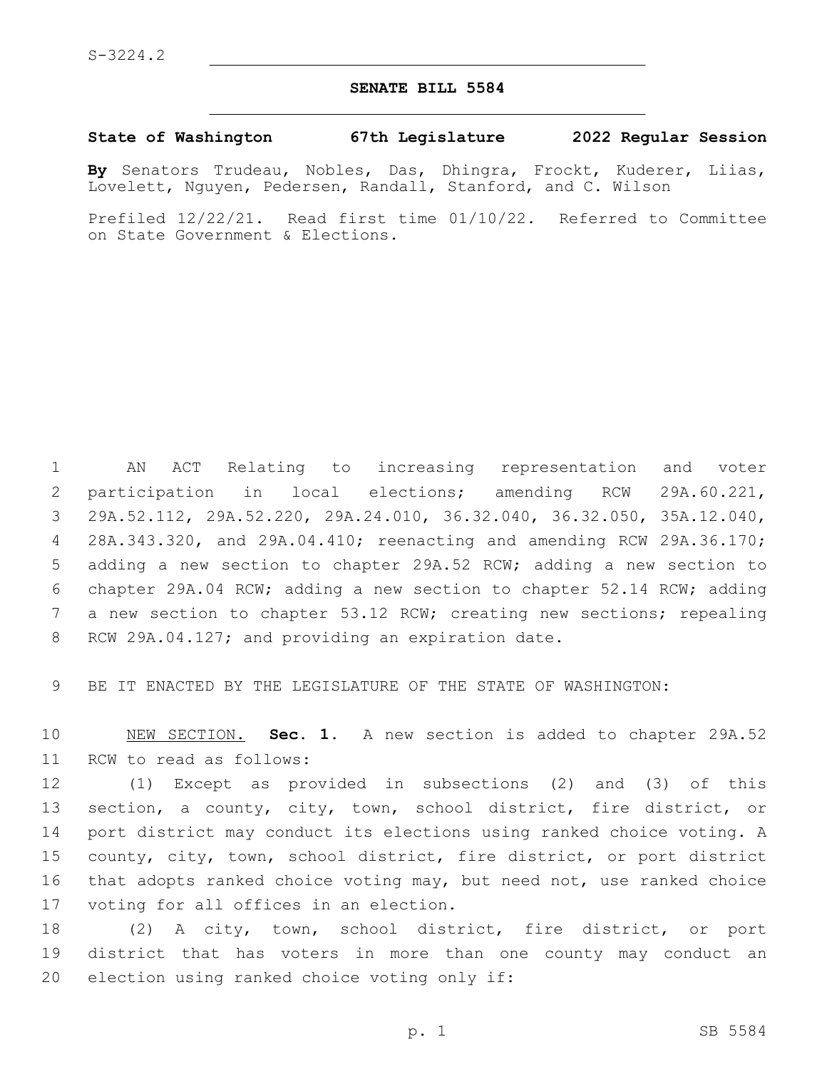S-3224.2

# SENATE BILL 5584

**State of Washington 67th Legislature 2022 Regular Session**

**By** Senators Trudeau, Nobles, Das, Dhingra, Frockt, Kuderer, Liias, Lovelett, Nguyen, Pedersen, Randall, Stanford, and C. Wilson

Prefiled 12/22/21. Read first time 01/10/22. Referred to Committee on State Government & Elections.

AN ACT Relating to increasing representation and voter participation in local elections; amending RCW 29A.60.221, 29A.52.112, 29A.52.220, 29A.24.010, 36.32.040, 36.32.050, 35A.12.040, 28A.343.320, and 29A.04.410; reenacting and amending RCW 29A.36.170; adding a new section to chapter 29A.52 RCW; adding a new section to chapter 29A.04 RCW; adding a new section to chapter 52.14 RCW; adding a new section to chapter 53.12 RCW; creating new sections; repealing RCW 29A.04.127; and providing an expiration date.

BE IT ENACTED BY THE LEGISLATURE OF THE STATE OF WASHINGTON:

NEW SECTION. **Sec. 1.** A new section is added to chapter 29A.52 RCW to read as follows:

(1) Except as provided in subsections (2) and (3) of this section, a county, city, town, school district, fire district, or port district may conduct its elections using ranked choice voting. A county, city, town, school district, fire district, or port district that adopts ranked choice voting may, but need not, use ranked choice voting for all offices in an election.

(2) A city, town, school district, fire district, or port district that has voters in more than one county may conduct an election using ranked choice voting only if: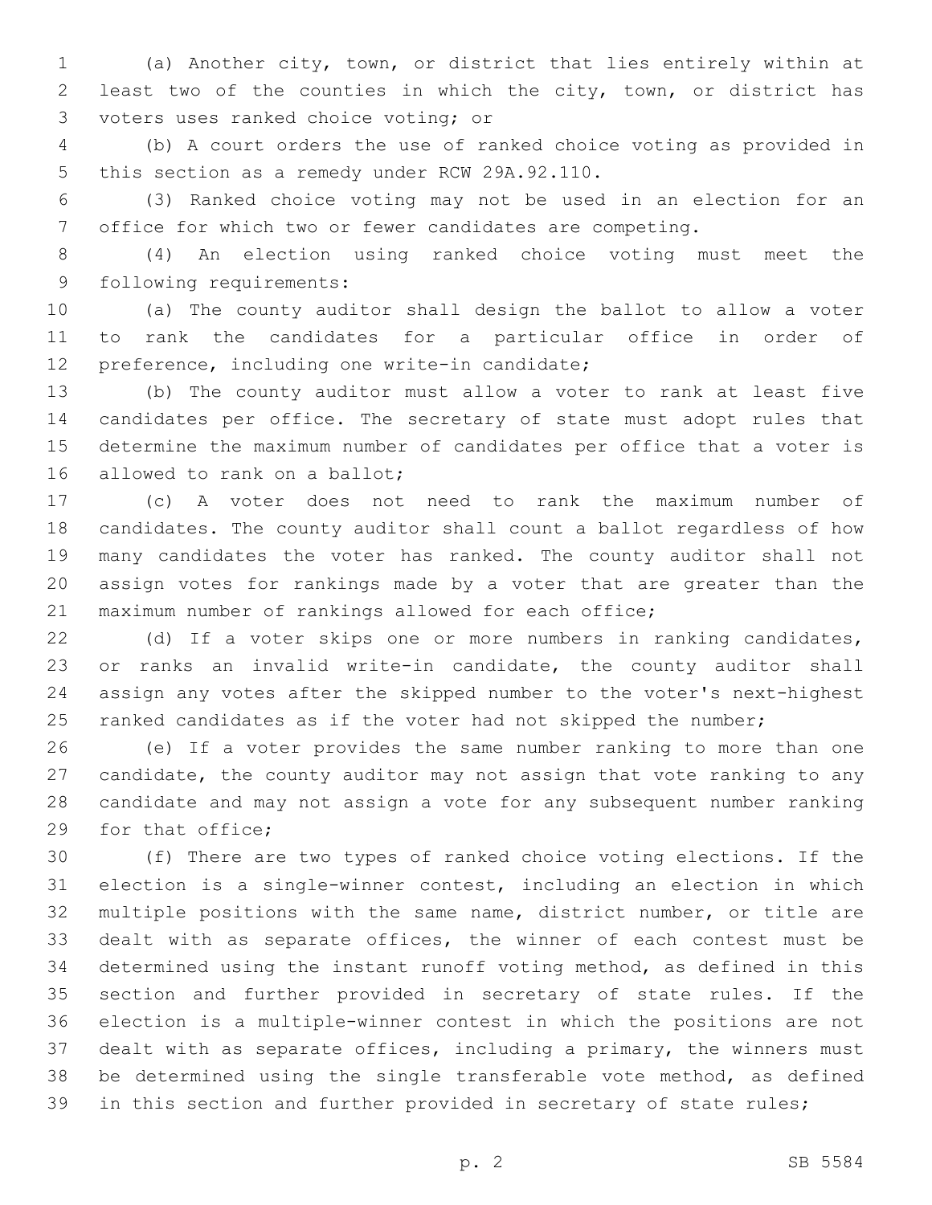(a) Another city, town, or district that lies entirely within at least two of the counties in which the city, town, or district has voters uses ranked choice voting; or

(b) A court orders the use of ranked choice voting as provided in this section as a remedy under RCW 29A.92.110.

(3) Ranked choice voting may not be used in an election for an office for which two or fewer candidates are competing.

(4) An election using ranked choice voting must meet the following requirements:

(a) The county auditor shall design the ballot to allow a voter to rank the candidates for a particular office in order of preference, including one write-in candidate;

(b) The county auditor must allow a voter to rank at least five candidates per office. The secretary of state must adopt rules that determine the maximum number of candidates per office that a voter is allowed to rank on a ballot;

(c) A voter does not need to rank the maximum number of candidates. The county auditor shall count a ballot regardless of how many candidates the voter has ranked. The county auditor shall not assign votes for rankings made by a voter that are greater than the maximum number of rankings allowed for each office;

(d) If a voter skips one or more numbers in ranking candidates, or ranks an invalid write-in candidate, the county auditor shall assign any votes after the skipped number to the voter's next-highest ranked candidates as if the voter had not skipped the number;

(e) If a voter provides the same number ranking to more than one candidate, the county auditor may not assign that vote ranking to any candidate and may not assign a vote for any subsequent number ranking for that office;

(f) There are two types of ranked choice voting elections. If the election is a single-winner contest, including an election in which multiple positions with the same name, district number, or title are dealt with as separate offices, the winner of each contest must be determined using the instant runoff voting method, as defined in this section and further provided in secretary of state rules. If the election is a multiple-winner contest in which the positions are not dealt with as separate offices, including a primary, the winners must be determined using the single transferable vote method, as defined in this section and further provided in secretary of state rules;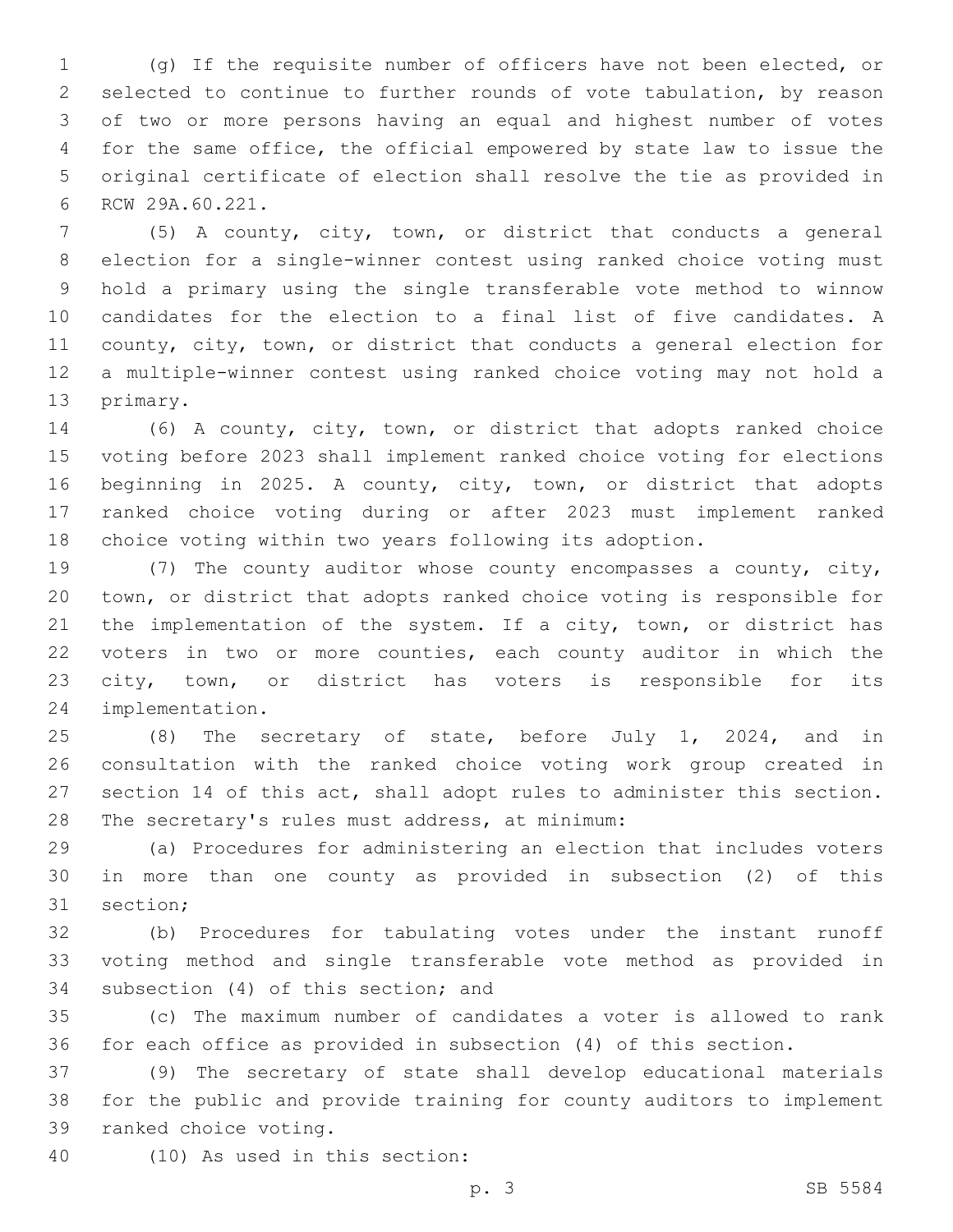(g) If the requisite number of officers have not been elected, or selected to continue to further rounds of vote tabulation, by reason of two or more persons having an equal and highest number of votes for the same office, the official empowered by state law to issue the original certificate of election shall resolve the tie as provided in RCW 29A.60.221.

(5) A county, city, town, or district that conducts a general election for a single-winner contest using ranked choice voting must hold a primary using the single transferable vote method to winnow candidates for the election to a final list of five candidates. A county, city, town, or district that conducts a general election for a multiple-winner contest using ranked choice voting may not hold a primary.

(6) A county, city, town, or district that adopts ranked choice voting before 2023 shall implement ranked choice voting for elections beginning in 2025. A county, city, town, or district that adopts ranked choice voting during or after 2023 must implement ranked choice voting within two years following its adoption.

(7) The county auditor whose county encompasses a county, city, town, or district that adopts ranked choice voting is responsible for the implementation of the system. If a city, town, or district has voters in two or more counties, each county auditor in which the city, town, or district has voters is responsible for its implementation.

(8) The secretary of state, before July 1, 2024, and in consultation with the ranked choice voting work group created in section 14 of this act, shall adopt rules to administer this section. The secretary's rules must address, at minimum:

(a) Procedures for administering an election that includes voters in more than one county as provided in subsection (2) of this section;

(b) Procedures for tabulating votes under the instant runoff voting method and single transferable vote method as provided in subsection (4) of this section; and

(c) The maximum number of candidates a voter is allowed to rank for each office as provided in subsection (4) of this section.

(9) The secretary of state shall develop educational materials for the public and provide training for county auditors to implement ranked choice voting.

(10) As used in this section: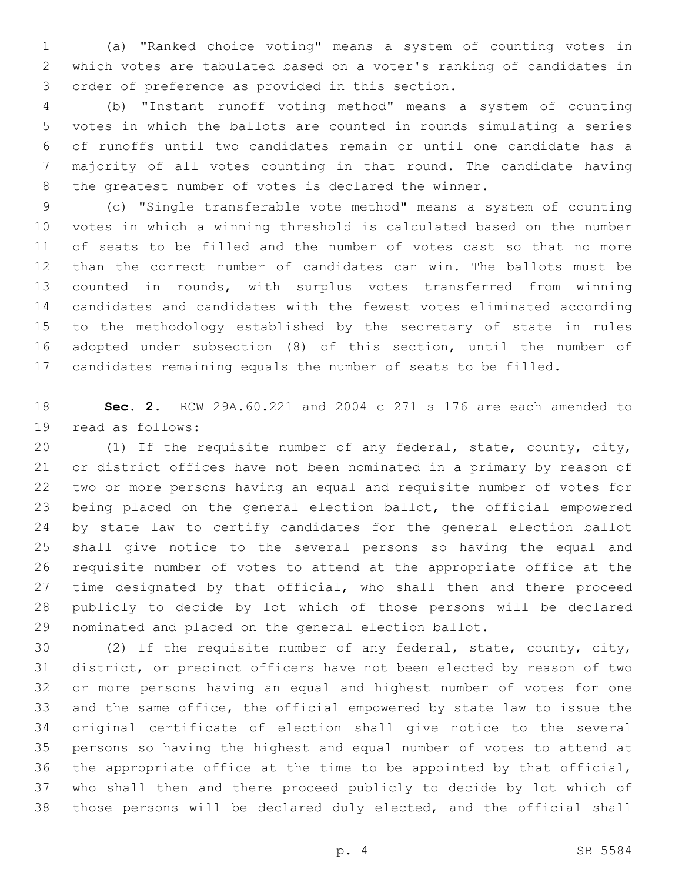(a) "Ranked choice voting" means a system of counting votes in which votes are tabulated based on a voter's ranking of candidates in order of preference as provided in this section.

(b) "Instant runoff voting method" means a system of counting votes in which the ballots are counted in rounds simulating a series of runoffs until two candidates remain or until one candidate has a majority of all votes counting in that round. The candidate having the greatest number of votes is declared the winner.

(c) "Single transferable vote method" means a system of counting votes in which a winning threshold is calculated based on the number of seats to be filled and the number of votes cast so that no more than the correct number of candidates can win. The ballots must be counted in rounds, with surplus votes transferred from winning candidates and candidates with the fewest votes eliminated according to the methodology established by the secretary of state in rules adopted under subsection (8) of this section, until the number of candidates remaining equals the number of seats to be filled.

**Sec. 2.** RCW 29A.60.221 and 2004 c 271 s 176 are each amended to read as follows:

(1) If the requisite number of any federal, state, county, city, or district offices have not been nominated in a primary by reason of two or more persons having an equal and requisite number of votes for being placed on the general election ballot, the official empowered by state law to certify candidates for the general election ballot shall give notice to the several persons so having the equal and requisite number of votes to attend at the appropriate office at the time designated by that official, who shall then and there proceed publicly to decide by lot which of those persons will be declared nominated and placed on the general election ballot.

(2) If the requisite number of any federal, state, county, city, district, or precinct officers have not been elected by reason of two or more persons having an equal and highest number of votes for one and the same office, the official empowered by state law to issue the original certificate of election shall give notice to the several persons so having the highest and equal number of votes to attend at the appropriate office at the time to be appointed by that official, who shall then and there proceed publicly to decide by lot which of those persons will be declared duly elected, and the official shall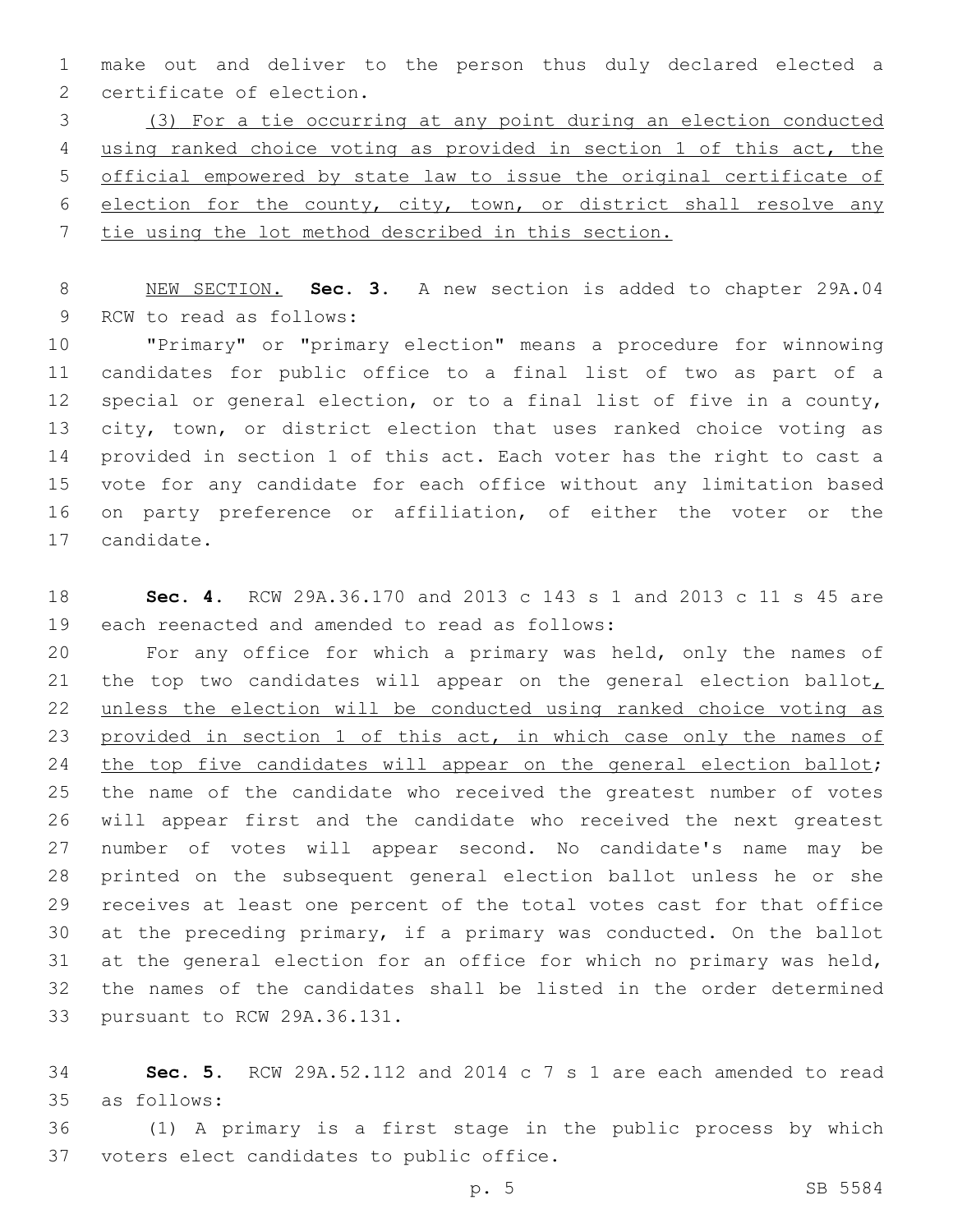make out and deliver to the person thus duly declared elected a certificate of election.

(3) For a tie occurring at any point during an election conducted using ranked choice voting as provided in section 1 of this act, the official empowered by state law to issue the original certificate of election for the county, city, town, or district shall resolve any tie using the lot method described in this section.

NEW SECTION. **Sec. 3.** A new section is added to chapter 29A.04 RCW to read as follows:

"Primary" or "primary election" means a procedure for winnowing candidates for public office to a final list of two as part of a special or general election, or to a final list of five in a county, city, town, or district election that uses ranked choice voting as provided in section 1 of this act. Each voter has the right to cast a vote for any candidate for each office without any limitation based on party preference or affiliation, of either the voter or the candidate.

**Sec. 4.** RCW 29A.36.170 and 2013 c 143 s 1 and 2013 c 11 s 45 are each reenacted and amended to read as follows:

For any office for which a primary was held, only the names of the top two candidates will appear on the general election ballot, unless the election will be conducted using ranked choice voting as provided in section 1 of this act, in which case only the names of the top five candidates will appear on the general election ballot; the name of the candidate who received the greatest number of votes will appear first and the candidate who received the next greatest number of votes will appear second. No candidate's name may be printed on the subsequent general election ballot unless he or she receives at least one percent of the total votes cast for that office at the preceding primary, if a primary was conducted. On the ballot at the general election for an office for which no primary was held, the names of the candidates shall be listed in the order determined pursuant to RCW 29A.36.131.

**Sec. 5.** RCW 29A.52.112 and 2014 c 7 s 1 are each amended to read as follows:

(1) A primary is a first stage in the public process by which voters elect candidates to public office.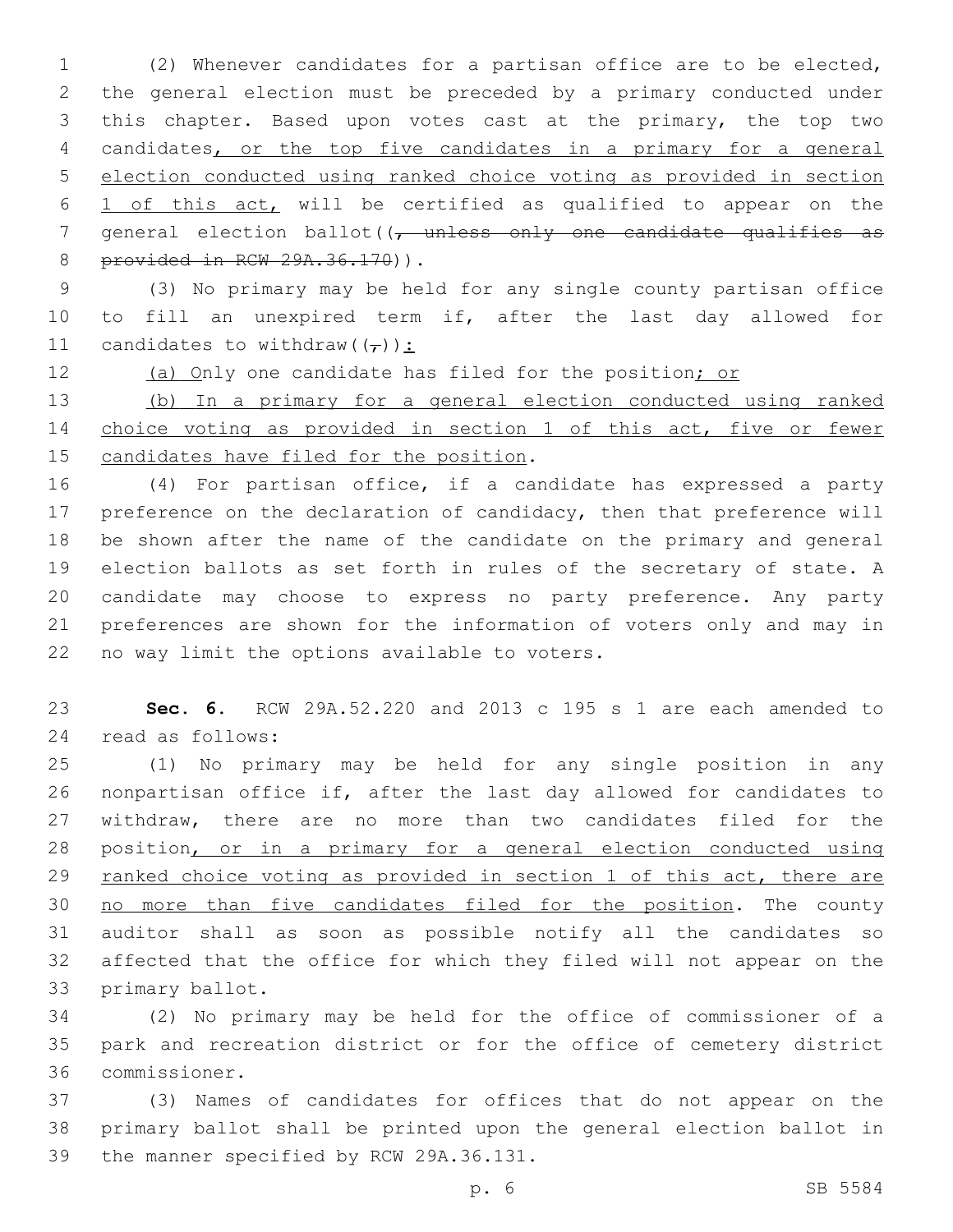(2) Whenever candidates for a partisan office are to be elected, the general election must be preceded by a primary conducted under this chapter. Based upon votes cast at the primary, the top two candidates, or the top five candidates in a primary for a general election conducted using ranked choice voting as provided in section 1 of this act, will be certified as qualified to appear on the general election ballot((, unless only one candidate qualifies as provided in RCW 29A.36.170)).

(3) No primary may be held for any single county partisan office to fill an unexpired term if, after the last day allowed for candidates to withdraw((,)):

(a) Only one candidate has filed for the position; or

(b) In a primary for a general election conducted using ranked choice voting as provided in section 1 of this act, five or fewer candidates have filed for the position.

(4) For partisan office, if a candidate has expressed a party preference on the declaration of candidacy, then that preference will be shown after the name of the candidate on the primary and general election ballots as set forth in rules of the secretary of state. A candidate may choose to express no party preference. Any party preferences are shown for the information of voters only and may in no way limit the options available to voters.

**Sec. 6.** RCW 29A.52.220 and 2013 c 195 s 1 are each amended to read as follows:

(1) No primary may be held for any single position in any nonpartisan office if, after the last day allowed for candidates to withdraw, there are no more than two candidates filed for the position, or in a primary for a general election conducted using ranked choice voting as provided in section 1 of this act, there are no more than five candidates filed for the position. The county auditor shall as soon as possible notify all the candidates so affected that the office for which they filed will not appear on the primary ballot.

(2) No primary may be held for the office of commissioner of a park and recreation district or for the office of cemetery district commissioner.

(3) Names of candidates for offices that do not appear on the primary ballot shall be printed upon the general election ballot in the manner specified by RCW 29A.36.131.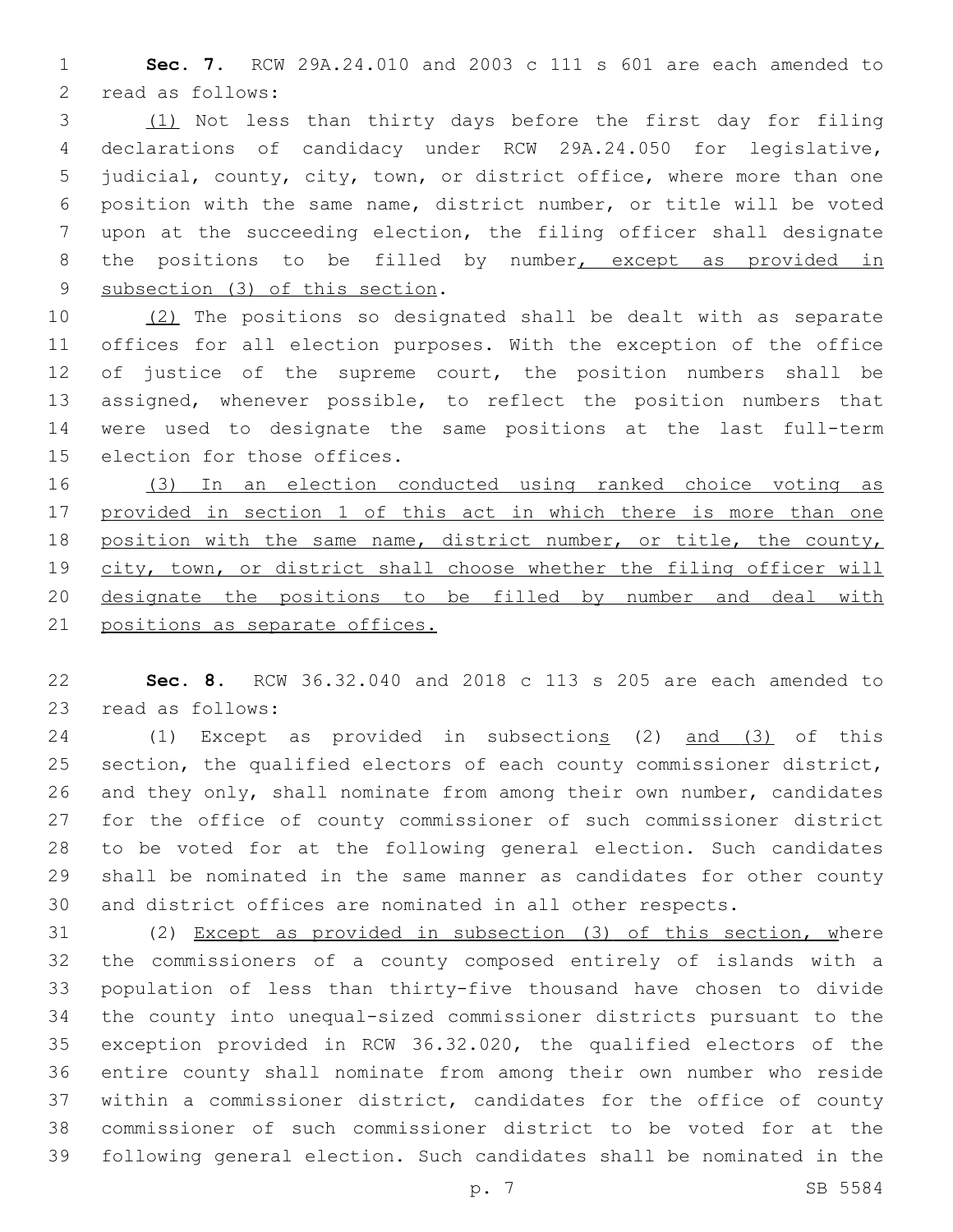**Sec. 7.** RCW 29A.24.010 and 2003 c 111 s 601 are each amended to read as follows:

(1) Not less than thirty days before the first day for filing declarations of candidacy under RCW 29A.24.050 for legislative, judicial, county, city, town, or district office, where more than one position with the same name, district number, or title will be voted upon at the succeeding election, the filing officer shall designate the positions to be filled by number, except as provided in subsection (3) of this section.

(2) The positions so designated shall be dealt with as separate offices for all election purposes. With the exception of the office of justice of the supreme court, the position numbers shall be assigned, whenever possible, to reflect the position numbers that were used to designate the same positions at the last full-term election for those offices.

(3) In an election conducted using ranked choice voting as provided in section 1 of this act in which there is more than one position with the same name, district number, or title, the county, city, town, or district shall choose whether the filing officer will designate the positions to be filled by number and deal with positions as separate offices.

**Sec. 8.** RCW 36.32.040 and 2018 c 113 s 205 are each amended to read as follows:

(1) Except as provided in subsections (2) and (3) of this section, the qualified electors of each county commissioner district, and they only, shall nominate from among their own number, candidates for the office of county commissioner of such commissioner district to be voted for at the following general election. Such candidates shall be nominated in the same manner as candidates for other county and district offices are nominated in all other respects.

(2) Except as provided in subsection (3) of this section, where the commissioners of a county composed entirely of islands with a population of less than thirty-five thousand have chosen to divide the county into unequal-sized commissioner districts pursuant to the exception provided in RCW 36.32.020, the qualified electors of the entire county shall nominate from among their own number who reside within a commissioner district, candidates for the office of county commissioner of such commissioner district to be voted for at the following general election. Such candidates shall be nominated in the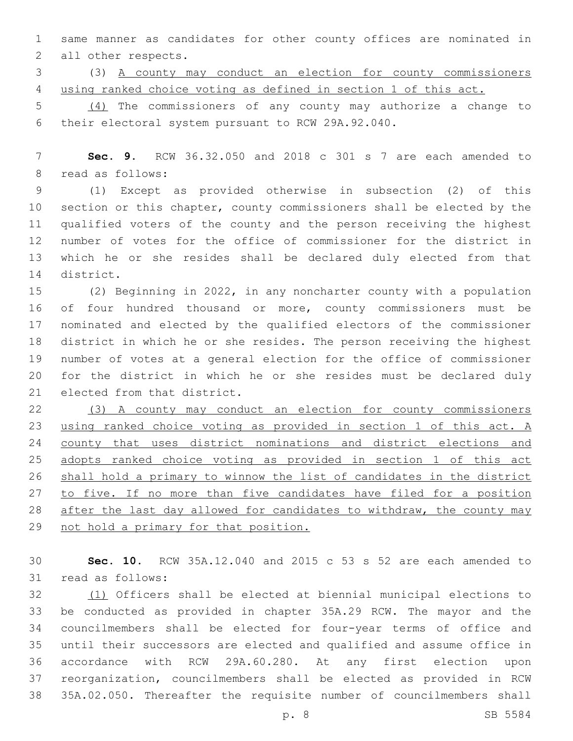same manner as candidates for other county offices are nominated in all other respects.

(3) <u>A county may conduct an election for county commissioners using ranked choice voting as defined in section 1 of this act.</u>

<u>(4)</u> The commissioners of any county may authorize a change to their electoral system pursuant to RCW 29A.92.040.

**Sec. 9.** RCW 36.32.050 and 2018 c 301 s 7 are each amended to read as follows:

(1) Except as provided otherwise in subsection (2) of this section or this chapter, county commissioners shall be elected by the qualified voters of the county and the person receiving the highest number of votes for the office of commissioner for the district in which he or she resides shall be declared duly elected from that district.

(2) Beginning in 2022, in any noncharter county with a population of four hundred thousand or more, county commissioners must be nominated and elected by the qualified electors of the commissioner district in which he or she resides. The person receiving the highest number of votes at a general election for the office of commissioner for the district in which he or she resides must be declared duly elected from that district.

<u>(3) A county may conduct an election for county commissioners using ranked choice voting as provided in section 1 of this act. A county that uses district nominations and district elections and adopts ranked choice voting as provided in section 1 of this act shall hold a primary to winnow the list of candidates in the district to five. If no more than five candidates have filed for a position after the last day allowed for candidates to withdraw, the county may not hold a primary for that position.</u>

**Sec. 10.** RCW 35A.12.040 and 2015 c 53 s 52 are each amended to read as follows:

<u>(1)</u> Officers shall be elected at biennial municipal elections to be conducted as provided in chapter 35A.29 RCW. The mayor and the councilmembers shall be elected for four-year terms of office and until their successors are elected and qualified and assume office in accordance with RCW 29A.60.280. At any first election upon reorganization, councilmembers shall be elected as provided in RCW 35A.02.050. Thereafter the requisite number of councilmembers shall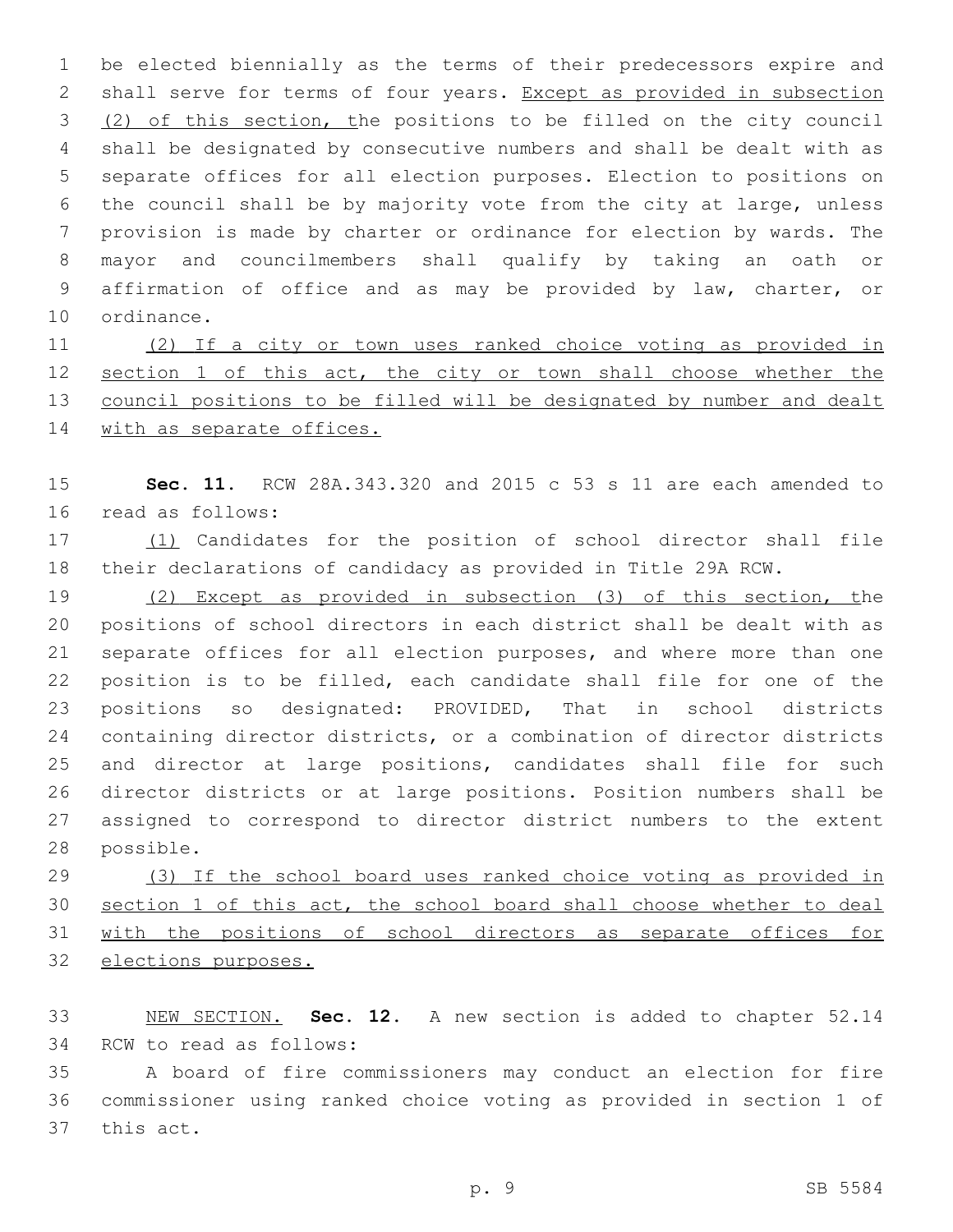be elected biennially as the terms of their predecessors expire and shall serve for terms of four years. Except as provided in subsection (2) of this section, the positions to be filled on the city council shall be designated by consecutive numbers and shall be dealt with as separate offices for all election purposes. Election to positions on the council shall be by majority vote from the city at large, unless provision is made by charter or ordinance for election by wards. The mayor and councilmembers shall qualify by taking an oath or affirmation of office and as may be provided by law, charter, or ordinance.

(2) If a city or town uses ranked choice voting as provided in section 1 of this act, the city or town shall choose whether the council positions to be filled will be designated by number and dealt with as separate offices.

**Sec. 11.** RCW 28A.343.320 and 2015 c 53 s 11 are each amended to read as follows:

(1) Candidates for the position of school director shall file their declarations of candidacy as provided in Title 29A RCW.

(2) Except as provided in subsection (3) of this section, the positions of school directors in each district shall be dealt with as separate offices for all election purposes, and where more than one position is to be filled, each candidate shall file for one of the positions so designated: PROVIDED, That in school districts containing director districts, or a combination of director districts and director at large positions, candidates shall file for such director districts or at large positions. Position numbers shall be assigned to correspond to director district numbers to the extent possible.

(3) If the school board uses ranked choice voting as provided in section 1 of this act, the school board shall choose whether to deal with the positions of school directors as separate offices for elections purposes.

NEW SECTION. **Sec. 12.** A new section is added to chapter 52.14 RCW to read as follows:

A board of fire commissioners may conduct an election for fire commissioner using ranked choice voting as provided in section 1 of this act.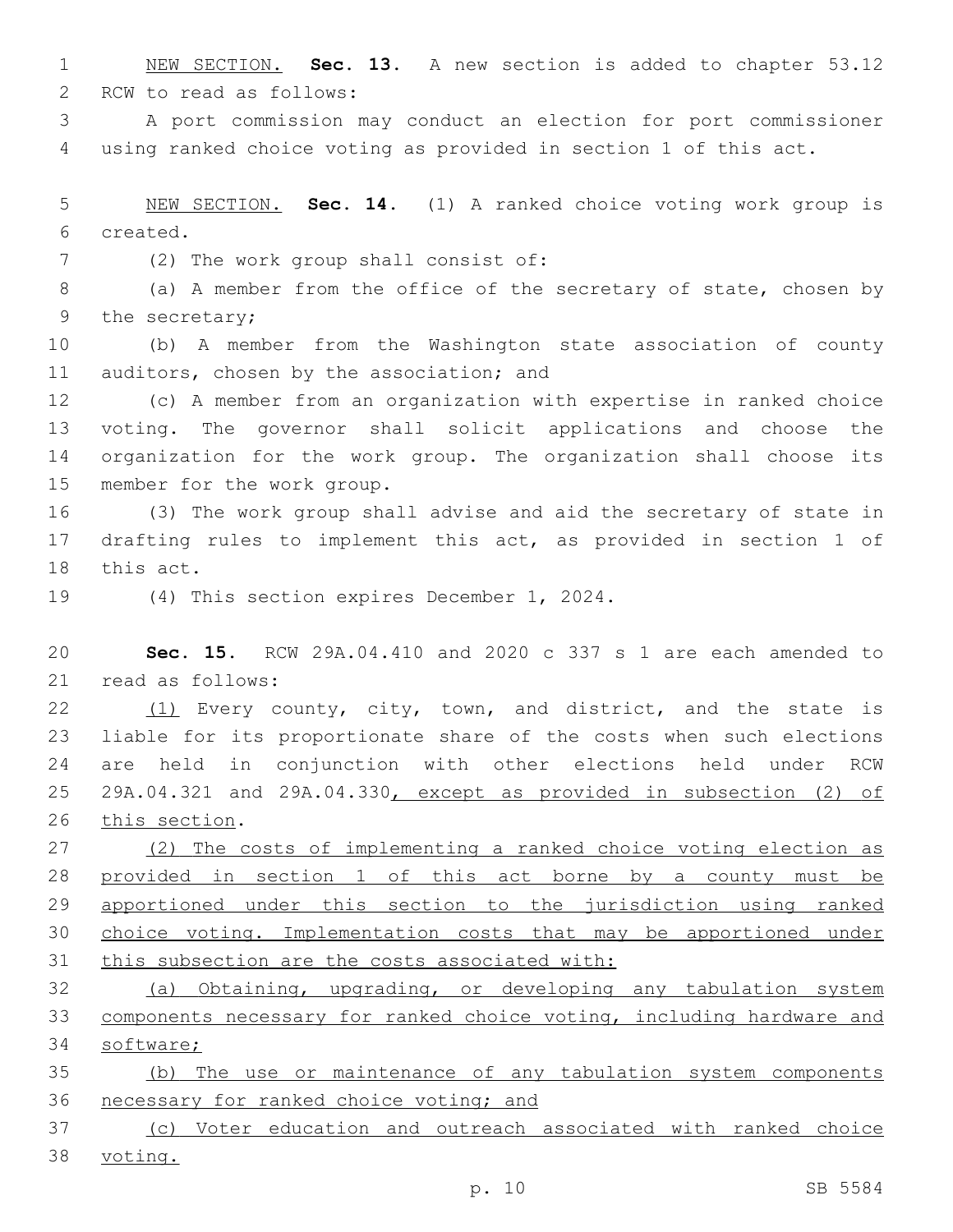NEW SECTION. **Sec. 13.** A new section is added to chapter 53.12 RCW to read as follows:

A port commission may conduct an election for port commissioner using ranked choice voting as provided in section 1 of this act.

NEW SECTION. **Sec. 14.** (1) A ranked choice voting work group is created.

(2) The work group shall consist of:

(a) A member from the office of the secretary of state, chosen by the secretary;

(b) A member from the Washington state association of county auditors, chosen by the association; and

(c) A member from an organization with expertise in ranked choice voting. The governor shall solicit applications and choose the organization for the work group. The organization shall choose its member for the work group.

(3) The work group shall advise and aid the secretary of state in drafting rules to implement this act, as provided in section 1 of this act.

(4) This section expires December 1, 2024.

**Sec. 15.** RCW 29A.04.410 and 2020 c 337 s 1 are each amended to read as follows:

(1) Every county, city, town, and district, and the state is liable for its proportionate share of the costs when such elections are held in conjunction with other elections held under RCW 29A.04.321 and 29A.04.330, except as provided in subsection (2) of this section.

(2) The costs of implementing a ranked choice voting election as provided in section 1 of this act borne by a county must be apportioned under this section to the jurisdiction using ranked choice voting. Implementation costs that may be apportioned under this subsection are the costs associated with:

(a) Obtaining, upgrading, or developing any tabulation system components necessary for ranked choice voting, including hardware and software;

(b) The use or maintenance of any tabulation system components necessary for ranked choice voting; and

(c) Voter education and outreach associated with ranked choice voting.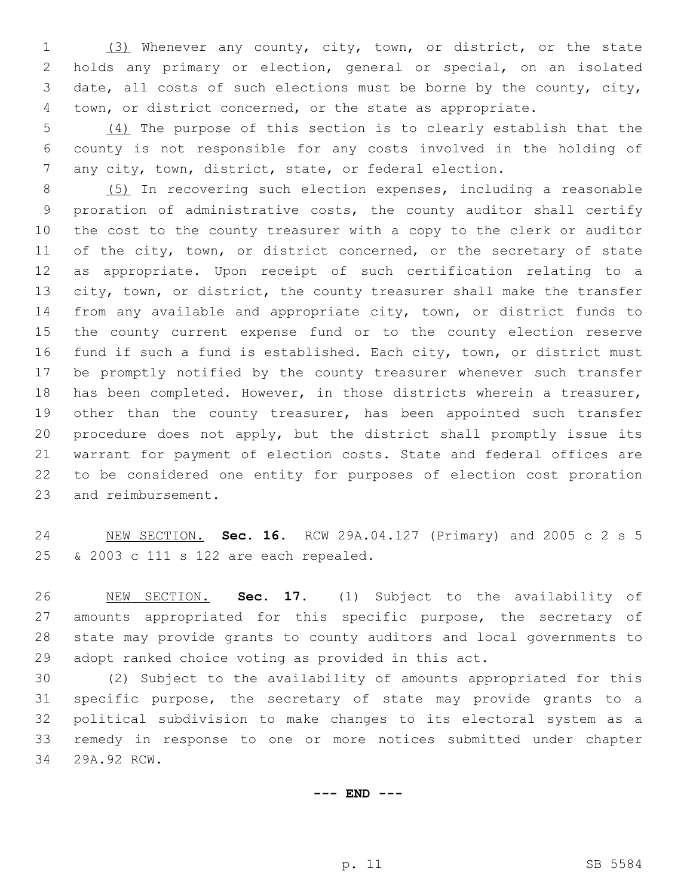(3) Whenever any county, city, town, or district, or the state holds any primary or election, general or special, on an isolated date, all costs of such elections must be borne by the county, city, town, or district concerned, or the state as appropriate.

(4) The purpose of this section is to clearly establish that the county is not responsible for any costs involved in the holding of any city, town, district, state, or federal election.

(5) In recovering such election expenses, including a reasonable proration of administrative costs, the county auditor shall certify the cost to the county treasurer with a copy to the clerk or auditor of the city, town, or district concerned, or the secretary of state as appropriate. Upon receipt of such certification relating to a city, town, or district, the county treasurer shall make the transfer from any available and appropriate city, town, or district funds to the county current expense fund or to the county election reserve fund if such a fund is established. Each city, town, or district must be promptly notified by the county treasurer whenever such transfer has been completed. However, in those districts wherein a treasurer, other than the county treasurer, has been appointed such transfer procedure does not apply, but the district shall promptly issue its warrant for payment of election costs. State and federal offices are to be considered one entity for purposes of election cost proration and reimbursement.

NEW SECTION. **Sec. 16.** RCW 29A.04.127 (Primary) and 2005 c 2 s 5 & 2003 c 111 s 122 are each repealed.

NEW SECTION. **Sec. 17.** (1) Subject to the availability of amounts appropriated for this specific purpose, the secretary of state may provide grants to county auditors and local governments to adopt ranked choice voting as provided in this act.

(2) Subject to the availability of amounts appropriated for this specific purpose, the secretary of state may provide grants to a political subdivision to make changes to its electoral system as a remedy in response to one or more notices submitted under chapter 29A.92 RCW.

**--- END ---**